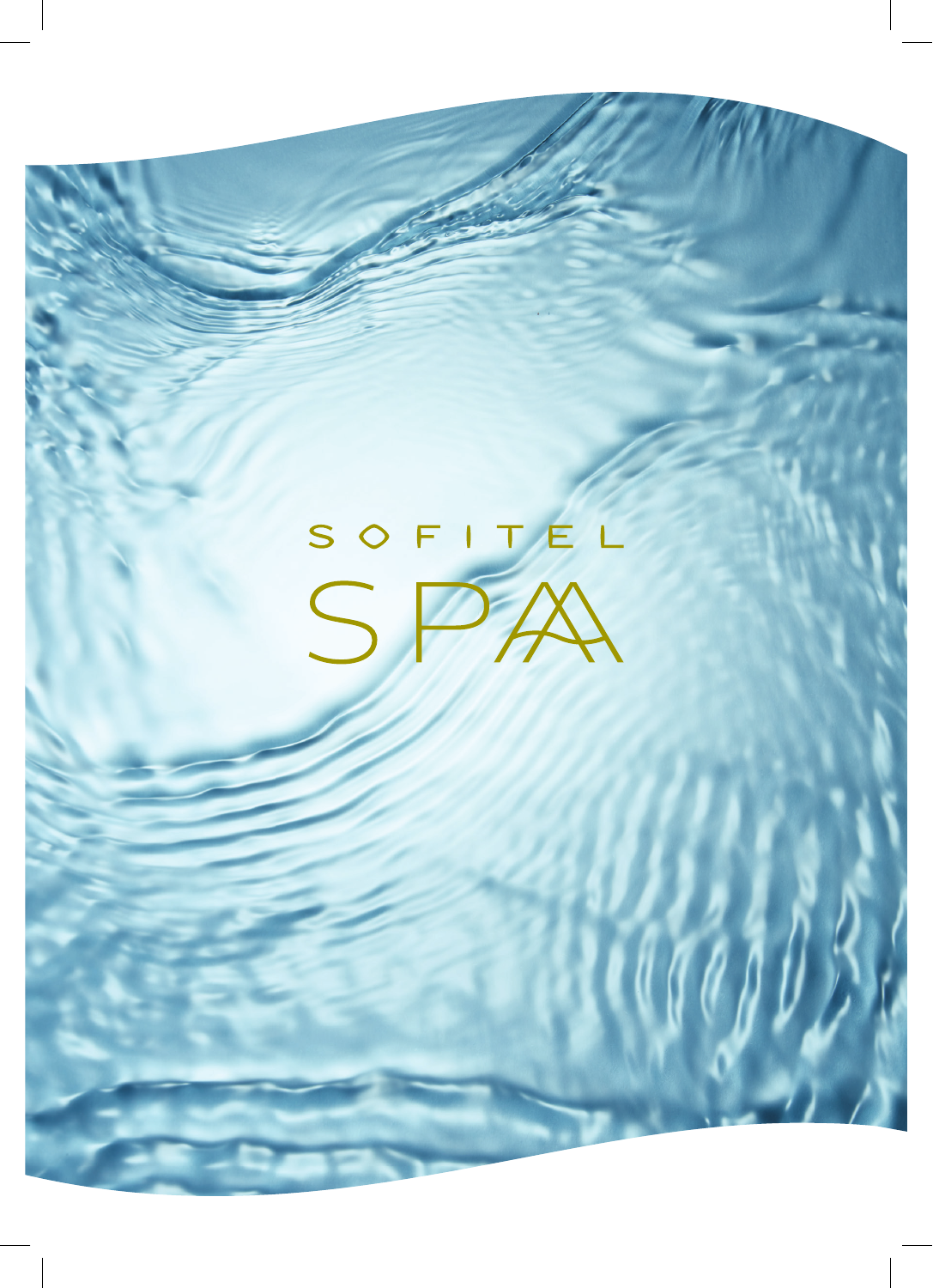# SOFITEL

# SPA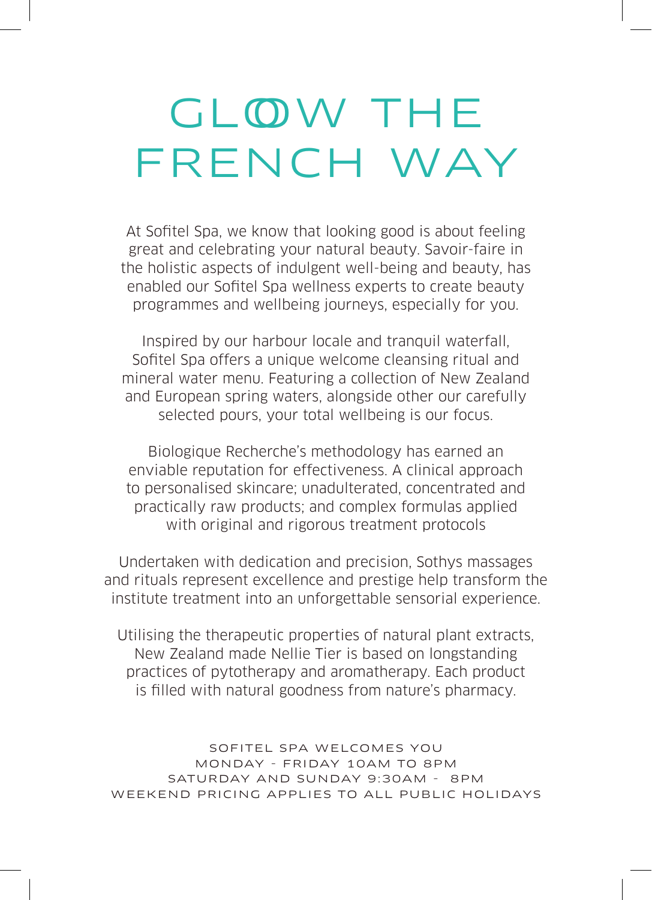# GLOW THE FRENCH WAY

At Sofitel Spa, we know that looking good is about feeling great and celebrating your natural beauty. Savoir-faire in the holistic aspects of indulgent well-being and beauty, has enabled our Sofitel Spa wellness experts to create beauty programmes and wellbeing journeys, especially for you.

Inspired by our harbour locale and tranquil waterfall, Sofitel Spa offers a unique welcome cleansing ritual and mineral water menu. Featuring a collection of New Zealand and European spring waters, alongside other our carefully selected pours, your total wellbeing is our focus.

Biologique Recherche's methodology has earned an enviable reputation for effectiveness. A clinical approach to personalised skincare; unadulterated, concentrated and practically raw products; and complex formulas applied with original and rigorous treatment protocols

Undertaken with dedication and precision, Sothys massages and rituals represent excellence and prestige help transform the institute treatment into an unforgettable sensorial experience.

Utilising the therapeutic properties of natural plant extracts, New Zealand made Nellie Tier is based on longstanding practices of pytotherapy and aromatherapy. Each product is filled with natural goodness from nature's pharmacy.

SOFITEL SPA WELCOMES YOU
MONDAY - FRIDAY 10AM TO 8PM
SATURDAY AND SUNDAY 9:30AM - 8PM
WEEKEND PRICING APPLIES TO ALL PUBLIC HOLIDAYS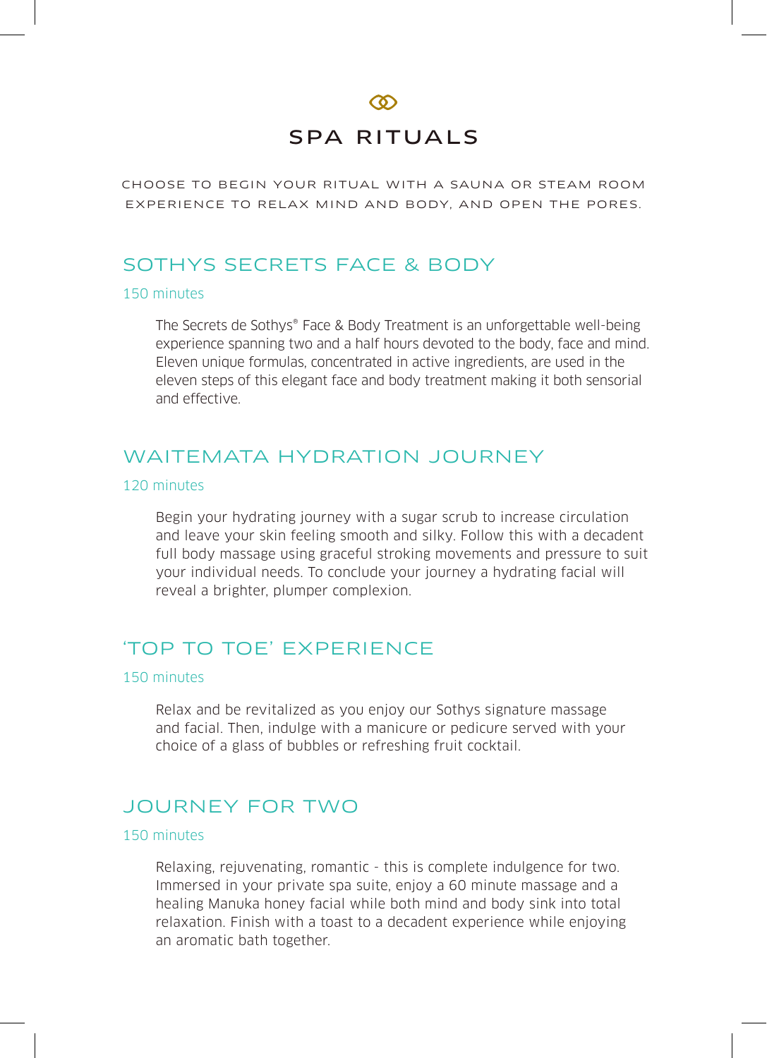# SPA RITUALS

CHOOSE TO BEGIN YOUR RITUAL WITH A SAUNA OR STEAM ROOM EXPERIENCE TO RELAX MIND AND BODY, AND OPEN THE PORES.

## SOTHYS SECRETS FACE & BODY

150 minutes

The Secrets de Sothys® Face & Body Treatment is an unforgettable well-being experience spanning two and a half hours devoted to the body, face and mind. Eleven unique formulas, concentrated in active ingredients, are used in the eleven steps of this elegant face and body treatment making it both sensorial and effective.

## WAITEMATA HYDRATION JOURNEY

120 minutes

Begin your hydrating journey with a sugar scrub to increase circulation and leave your skin feeling smooth and silky. Follow this with a decadent full body massage using graceful stroking movements and pressure to suit your individual needs. To conclude your journey a hydrating facial will reveal a brighter, plumper complexion.

## 'TOP TO TOE' EXPERIENCE

150 minutes

Relax and be revitalized as you enjoy our Sothys signature massage and facial. Then, indulge with a manicure or pedicure served with your choice of a glass of bubbles or refreshing fruit cocktail.

## JOURNEY FOR TWO

150 minutes

Relaxing, rejuvenating, romantic - this is complete indulgence for two. Immersed in your private spa suite, enjoy a 60 minute massage and a healing Manuka honey facial while both mind and body sink into total relaxation. Finish with a toast to a decadent experience while enjoying an aromatic bath together.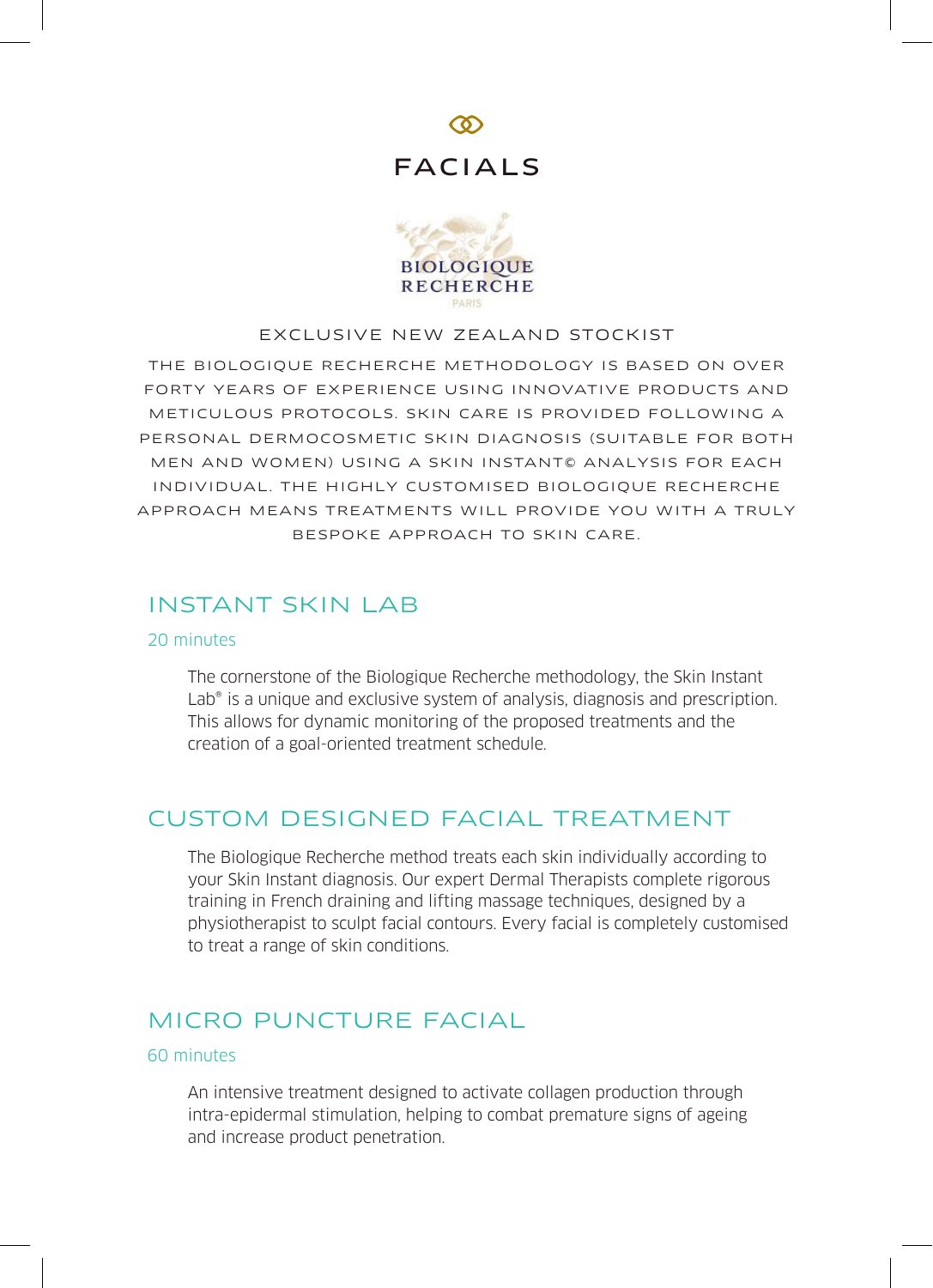# FACIALS

BIOLOGIQUE RECHERCHE

PARIS

EXCLUSIVE NEW ZEALAND STOCKIST

THE BIOLOGIQUE RECHERCHE METHODOLOGY IS BASED ON OVER FORTY YEARS OF EXPERIENCE USING INNOVATIVE PRODUCTS AND METICULOUS PROTOCOLS. SKIN CARE IS PROVIDED FOLLOWING A PERSONAL DERMOCOSMETIC SKIN DIAGNOSIS (SUITABLE FOR BOTH MEN AND WOMEN) USING A SKIN INSTANT© ANALYSIS FOR EACH INDIVIDUAL. THE HIGHLY CUSTOMISED BIOLOGIQUE RECHERCHE APPROACH MEANS TREATMENTS WILL PROVIDE YOU WITH A TRULY BESPOKE APPROACH TO SKIN CARE.

## INSTANT SKIN LAB

20 minutes

The cornerstone of the Biologique Recherche methodology, the Skin Instant Lab® is a unique and exclusive system of analysis, diagnosis and prescription. This allows for dynamic monitoring of the proposed treatments and the creation of a goal-oriented treatment schedule.

## CUSTOM DESIGNED FACIAL TREATMENT

The Biologique Recherche method treats each skin individually according to your Skin Instant diagnosis. Our expert Dermal Therapists complete rigorous training in French draining and lifting massage techniques, designed by a physiotherapist to sculpt facial contours. Every facial is completely customised to treat a range of skin conditions.

## MICRO PUNCTURE FACIAL

60 minutes

An intensive treatment designed to activate collagen production through intra-epidermal stimulation, helping to combat premature signs of ageing and increase product penetration.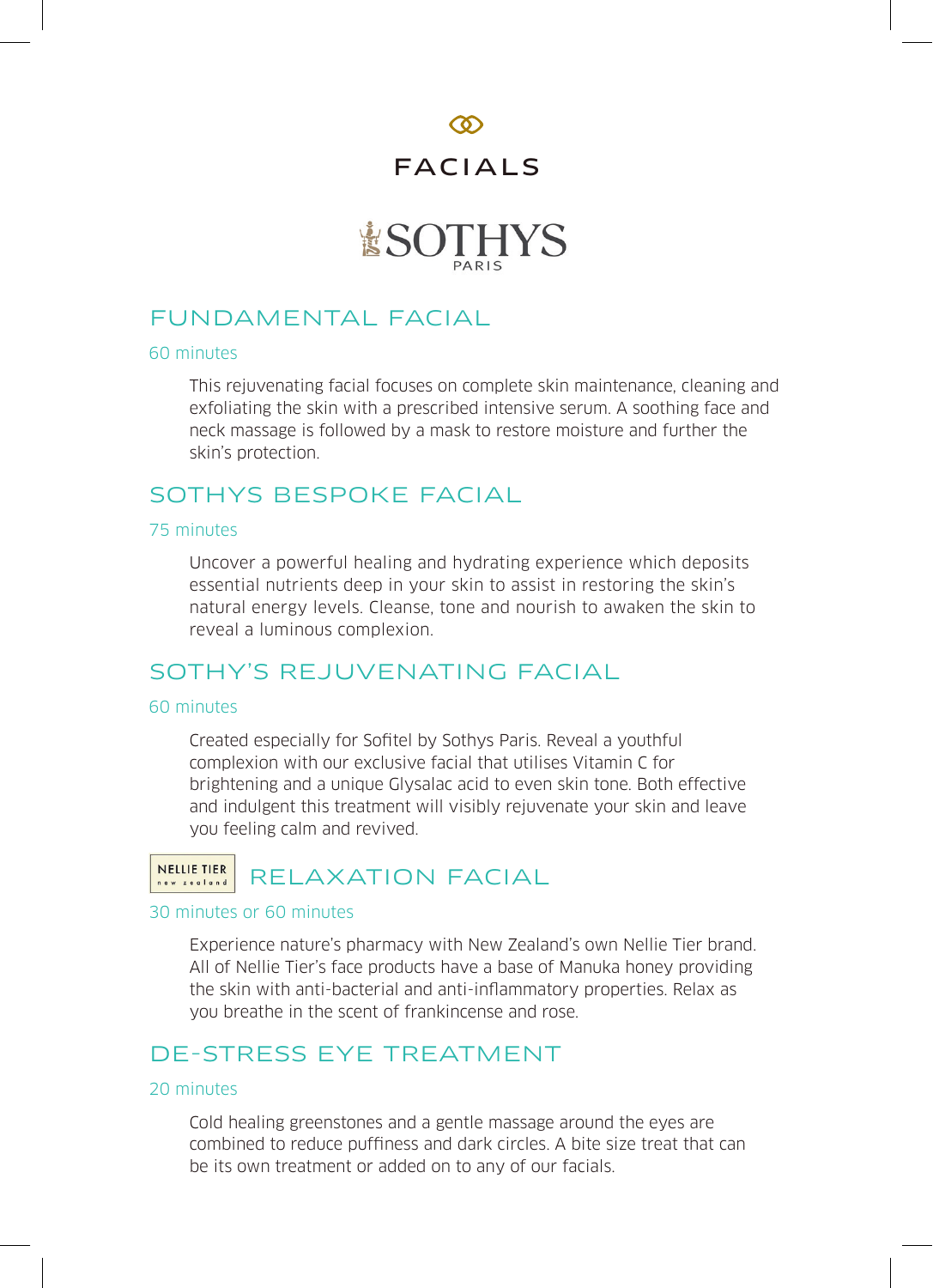# FACIALS

SOTHYS
PARIS

## FUNDAMENTAL FACIAL

60 minutes

This rejuvenating facial focuses on complete skin maintenance, cleaning and exfoliating the skin with a prescribed intensive serum. A soothing face and neck massage is followed by a mask to restore moisture and further the skin's protection.

## SOTHYS BESPOKE FACIAL

75 minutes

Uncover a powerful healing and hydrating experience which deposits essential nutrients deep in your skin to assist in restoring the skin's natural energy levels. Cleanse, tone and nourish to awaken the skin to reveal a luminous complexion.

## SOTHY'S REJUVENATING FACIAL

60 minutes

Created especially for Sofitel by Sothys Paris. Reveal a youthful complexion with our exclusive facial that utilises Vitamin C for brightening and a unique Glysalac acid to even skin tone. Both effective and indulgent this treatment will visibly rejuvenate your skin and leave you feeling calm and revived.

## NELLIE TIER new zealand RELAXATION FACIAL

30 minutes or 60 minutes

Experience nature's pharmacy with New Zealand's own Nellie Tier brand. All of Nellie Tier's face products have a base of Manuka honey providing the skin with anti-bacterial and anti-inflammatory properties. Relax as you breathe in the scent of frankincense and rose.

## DE-STRESS EYE TREATMENT

20 minutes

Cold healing greenstones and a gentle massage around the eyes are combined to reduce puffiness and dark circles. A bite size treat that can be its own treatment or added on to any of our facials.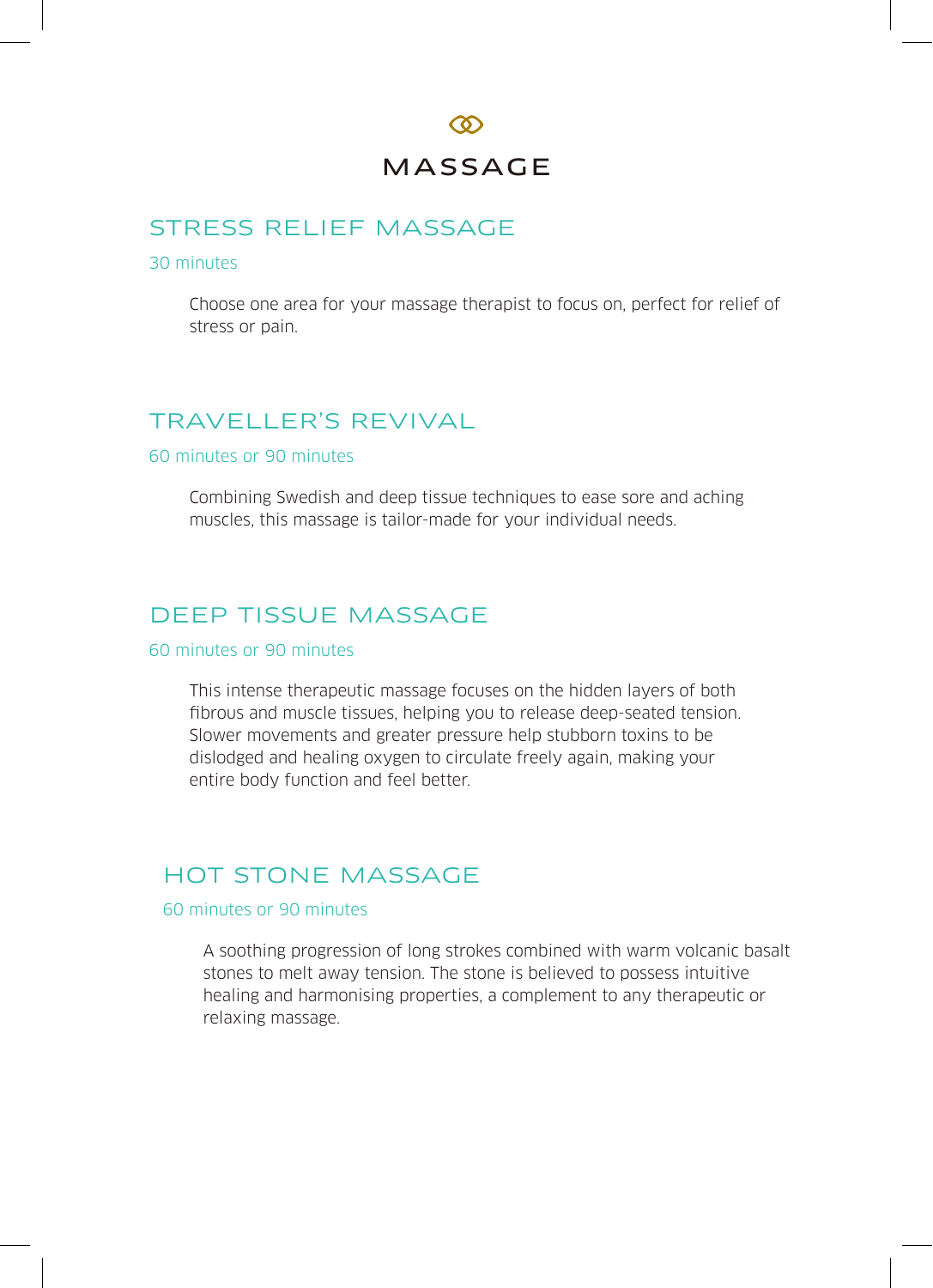# MASSAGE

## STRESS RELIEF MASSAGE

30 minutes

Choose one area for your massage therapist to focus on, perfect for relief of stress or pain.

## TRAVELLER'S REVIVAL

60 minutes or 90 minutes

Combining Swedish and deep tissue techniques to ease sore and aching muscles, this massage is tailor-made for your individual needs.

## DEEP TISSUE MASSAGE

60 minutes or 90 minutes

This intense therapeutic massage focuses on the hidden layers of both fibrous and muscle tissues, helping you to release deep-seated tension. Slower movements and greater pressure help stubborn toxins to be dislodged and healing oxygen to circulate freely again, making your entire body function and feel better.

## HOT STONE MASSAGE

60 minutes or 90 minutes

A soothing progression of long strokes combined with warm volcanic basalt stones to melt away tension. The stone is believed to possess intuitive healing and harmonising properties, a complement to any therapeutic or relaxing massage.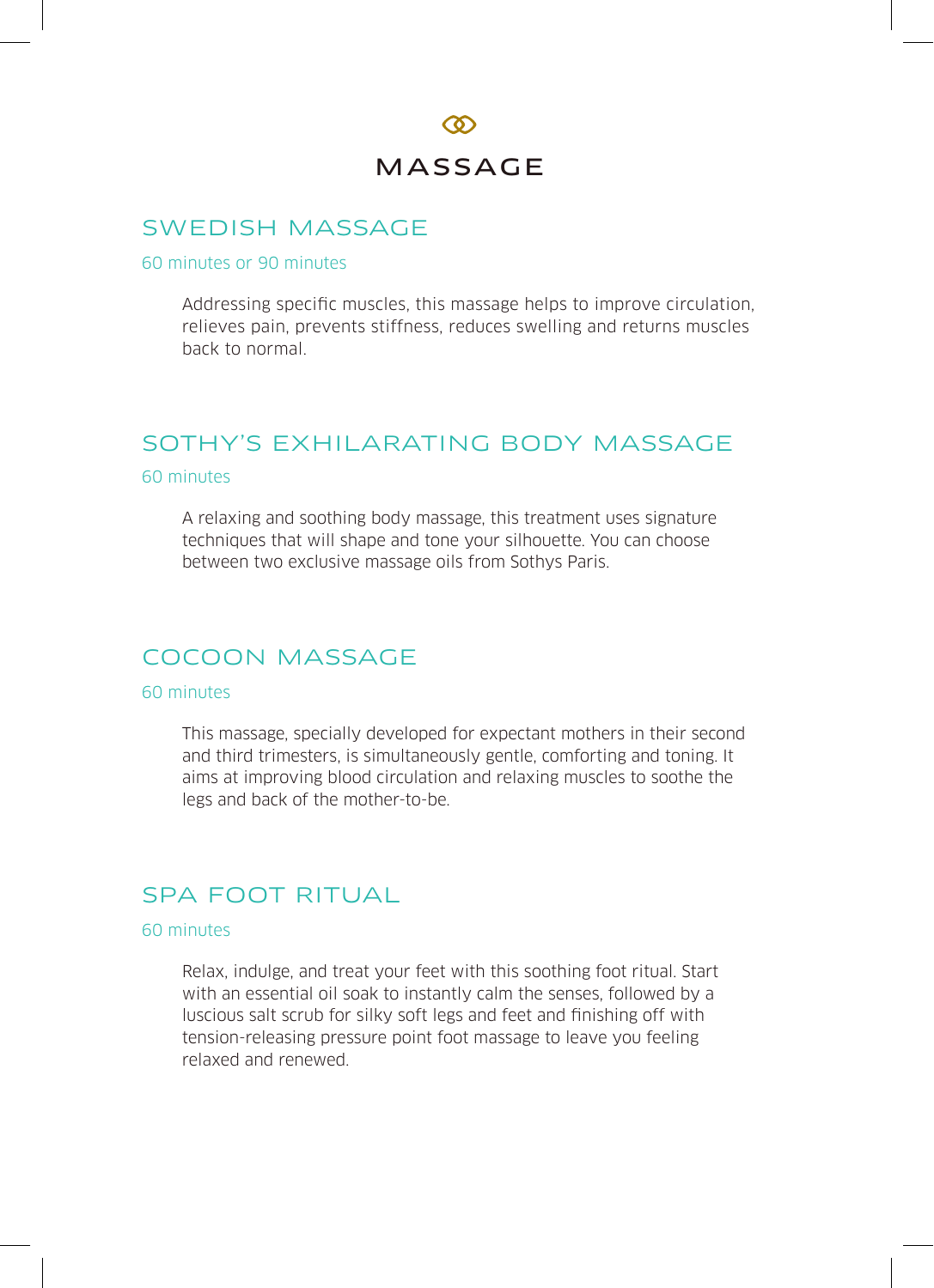# MASSAGE

## SWEDISH MASSAGE

60 minutes or 90 minutes

Addressing specific muscles, this massage helps to improve circulation, relieves pain, prevents stiffness, reduces swelling and returns muscles back to normal.

## SOTHY'S EXHILARATING BODY MASSAGE

60 minutes

A relaxing and soothing body massage, this treatment uses signature techniques that will shape and tone your silhouette. You can choose between two exclusive massage oils from Sothys Paris.

## COCOON MASSAGE

60 minutes

This massage, specially developed for expectant mothers in their second and third trimesters, is simultaneously gentle, comforting and toning. It aims at improving blood circulation and relaxing muscles to soothe the legs and back of the mother-to-be.

## SPA FOOT RITUAL

60 minutes

Relax, indulge, and treat your feet with this soothing foot ritual. Start with an essential oil soak to instantly calm the senses, followed by a luscious salt scrub for silky soft legs and feet and finishing off with tension-releasing pressure point foot massage to leave you feeling relaxed and renewed.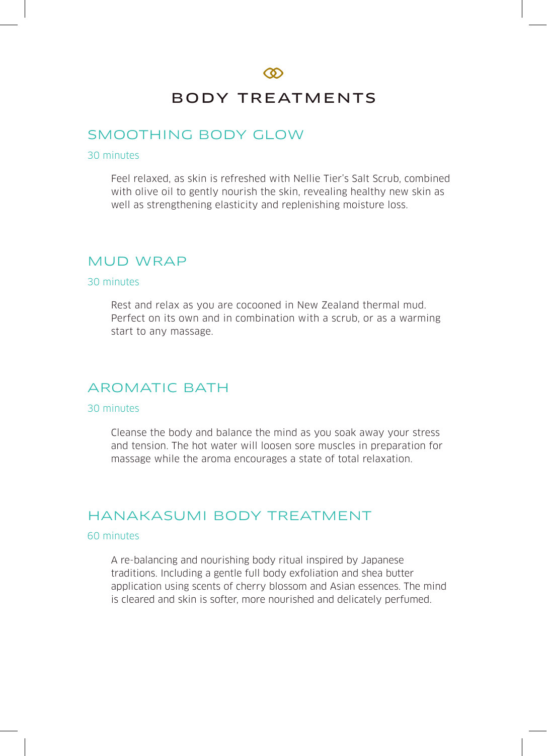# BODY TREATMENTS

## SMOOTHING BODY GLOW

30 minutes

Feel relaxed, as skin is refreshed with Nellie Tier's Salt Scrub, combined with olive oil to gently nourish the skin, revealing healthy new skin as well as strengthening elasticity and replenishing moisture loss.

## MUD WRAP

30 minutes

Rest and relax as you are cocooned in New Zealand thermal mud. Perfect on its own and in combination with a scrub, or as a warming start to any massage.

## AROMATIC BATH

30 minutes

Cleanse the body and balance the mind as you soak away your stress and tension. The hot water will loosen sore muscles in preparation for massage while the aroma encourages a state of total relaxation.

## HANAKASUMI BODY TREATMENT

60 minutes

A re-balancing and nourishing body ritual inspired by Japanese traditions. Including a gentle full body exfoliation and shea butter application using scents of cherry blossom and Asian essences. The mind is cleared and skin is softer, more nourished and delicately perfumed.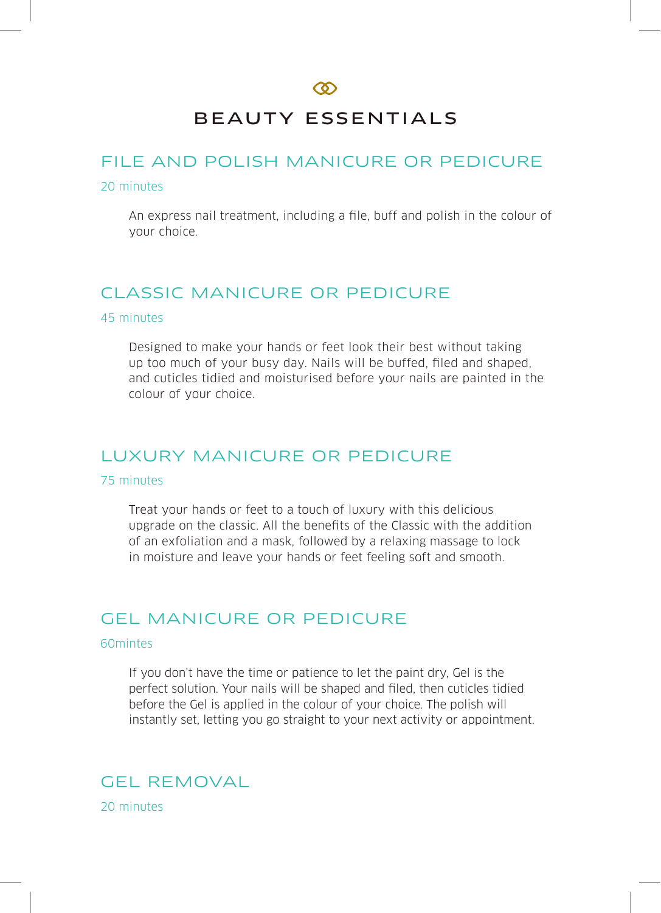# BEAUTY ESSENTIALS

## FILE AND POLISH MANICURE OR PEDICURE

20 minutes

An express nail treatment, including a file, buff and polish in the colour of your choice.

## CLASSIC MANICURE OR PEDICURE

45 minutes

Designed to make your hands or feet look their best without taking up too much of your busy day. Nails will be buffed, filed and shaped, and cuticles tidied and moisturised before your nails are painted in the colour of your choice.

## LUXURY MANICURE OR PEDICURE

75 minutes

Treat your hands or feet to a touch of luxury with this delicious upgrade on the classic. All the benefits of the Classic with the addition of an exfoliation and a mask, followed by a relaxing massage to lock in moisture and leave your hands or feet feeling soft and smooth.

## GEL MANICURE OR PEDICURE

60mintes

If you don't have the time or patience to let the paint dry, Gel is the perfect solution. Your nails will be shaped and filed, then cuticles tidied before the Gel is applied in the colour of your choice. The polish will instantly set, letting you go straight to your next activity or appointment.

## GEL REMOVAL

20 minutes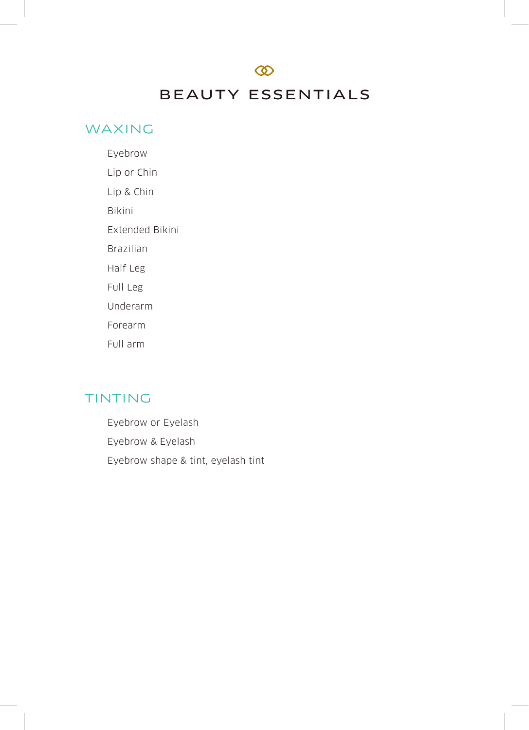# BEAUTY ESSENTIALS

## WAXING

- Eyebrow
- Lip or Chin
- Lip & Chin
- Bikini
- Extended Bikini
- Brazilian
- Half Leg
- Full Leg
- Underarm
- Forearm
- Full arm

## TINTING

- Eyebrow or Eyelash
- Eyebrow & Eyelash
- Eyebrow shape & tint, eyelash tint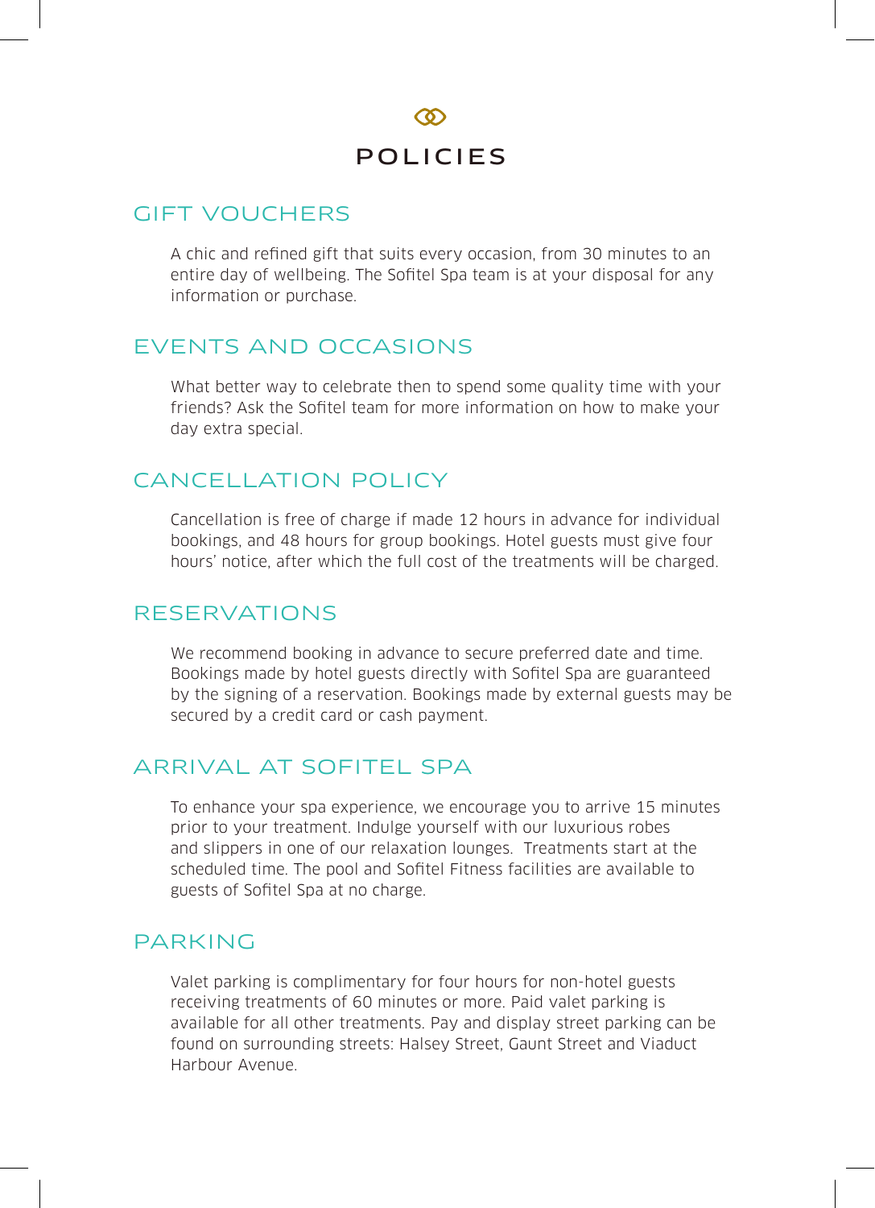# POLICIES

## GIFT VOUCHERS

A chic and refined gift that suits every occasion, from 30 minutes to an entire day of wellbeing. The Sofitel Spa team is at your disposal for any information or purchase.

## EVENTS AND OCCASIONS

What better way to celebrate then to spend some quality time with your friends? Ask the Sofitel team for more information on how to make your day extra special.

## CANCELLATION POLICY

Cancellation is free of charge if made 12 hours in advance for individual bookings, and 48 hours for group bookings. Hotel guests must give four hours' notice, after which the full cost of the treatments will be charged.

## RESERVATIONS

We recommend booking in advance to secure preferred date and time. Bookings made by hotel guests directly with Sofitel Spa are guaranteed by the signing of a reservation. Bookings made by external guests may be secured by a credit card or cash payment.

## ARRIVAL AT SOFITEL SPA

To enhance your spa experience, we encourage you to arrive 15 minutes prior to your treatment. Indulge yourself with our luxurious robes and slippers in one of our relaxation lounges. Treatments start at the scheduled time. The pool and Sofitel Fitness facilities are available to guests of Sofitel Spa at no charge.

## PARKING

Valet parking is complimentary for four hours for non-hotel guests receiving treatments of 60 minutes or more. Paid valet parking is available for all other treatments. Pay and display street parking can be found on surrounding streets: Halsey Street, Gaunt Street and Viaduct Harbour Avenue.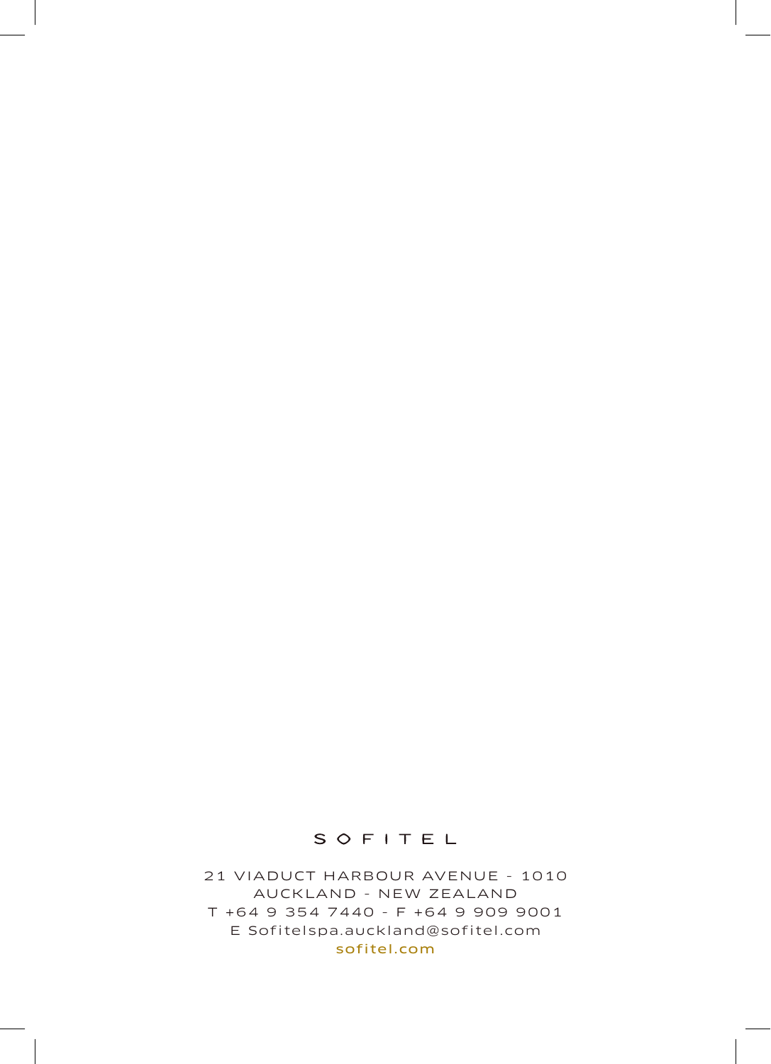SOFITEL

21 VIADUCT HARBOUR AVENUE - 1010
AUCKLAND - NEW ZEALAND
T +64 9 354 7440 - F +64 9 909 9001
E Sofitelspa.auckland@sofitel.com
sofitel.com